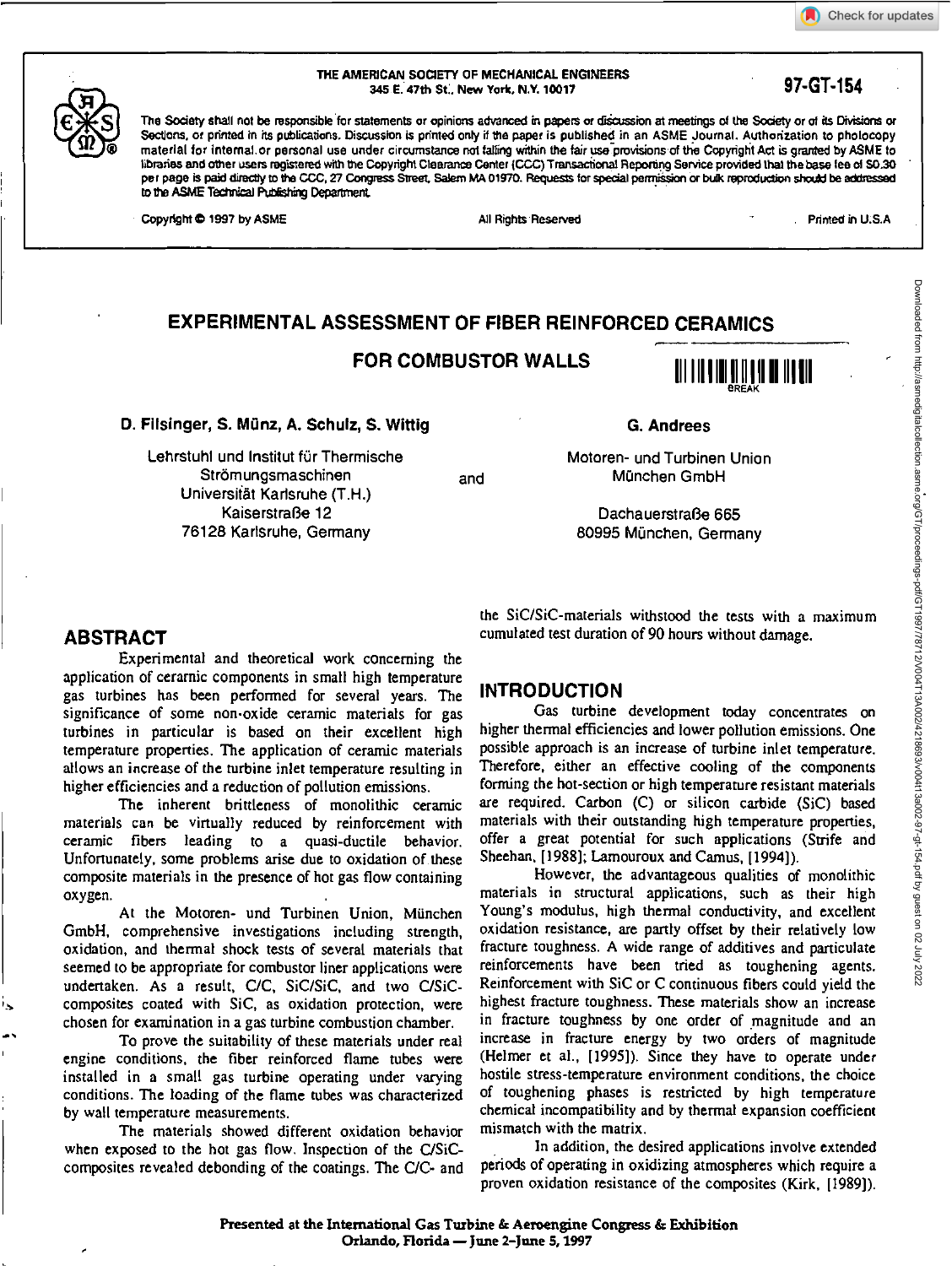THE AMERICAN SOCIETY OF MECHANICAL ENGINEERS
345 E. 47th St., New York, N.Y. 10017

97-GT-154

The Society shall not be responsible for statements or opinions advanced in papers or discussion at meetings of the Society or of its Divisions or Sections, or printed in its publications. Discussion is printed only if the paper is published in an ASME Journal. Authorization to photocopy material for internal or personal use under circumstance not falling within the fair use provisions of the Copyright Act is granted by ASME to libraries and other users registered with the Copyright Clearance Center (CCC) Transactional Reporting Service provided that the base fee of $0.30 per page is paid directly to the CCC, 27 Congress Street, Salem MA 01970. Requests for special permission or bulk reproduction should be addressed to the ASME Technical Publishing Department.

Copyright © 1997 by ASME All Rights Reserved Printed in U.S.A.

# EXPERIMENTAL ASSESSMENT OF FIBER REINFORCED CERAMICS FOR COMBUSTOR WALLS

**D. Filsinger, S. Münz, A. Schulz, S. Wittig**

Lehrstuhl und Institut für Thermische Strömungsmaschinen
Universität Karlsruhe (T.H.)
Kaiserstraße 12
76128 Karlsruhe, Germany

and

**G. Andrees**

Motoren- und Turbinen Union München GmbH
Dachauerstraße 665
80995 München, Germany

## ABSTRACT

Experimental and theoretical work concerning the application of ceramic components in small high temperature gas turbines has been performed for several years. The significance of some non-oxide ceramic materials for gas turbines in particular is based on their excellent high temperature properties. The application of ceramic materials allows an increase of the turbine inlet temperature resulting in higher efficiencies and a reduction of pollution emissions.

The inherent brittleness of monolithic ceramic materials can be virtually reduced by reinforcement with ceramic fibers leading to a quasi-ductile behavior. Unfortunately, some problems arise due to oxidation of these composite materials in the presence of hot gas flow containing oxygen.

At the Motoren- und Turbinen Union, München GmbH, comprehensive investigations including strength, oxidation, and thermal shock tests of several materials that seemed to be appropriate for combustor liner applications were undertaken. As a result, C/C, SiC/SiC, and two C/SiC-composites coated with SiC, as oxidation protection, were chosen for examination in a gas turbine combustion chamber.

To prove the suitability of these materials under real engine conditions, the fiber reinforced flame tubes were installed in a small gas turbine operating under varying conditions. The loading of the flame tubes was characterized by wall temperature measurements.

The materials showed different oxidation behavior when exposed to the hot gas flow. Inspection of the C/SiC-composites revealed debonding of the coatings. The C/C- and the SiC/SiC-materials withstood the tests with a maximum cumulated test duration of 90 hours without damage.

## INTRODUCTION

Gas turbine development today concentrates on higher thermal efficiencies and lower pollution emissions. One possible approach is an increase of turbine inlet temperature. Therefore, either an effective cooling of the components forming the hot-section or high temperature resistant materials are required. Carbon (C) or silicon carbide (SiC) based materials with their outstanding high temperature properties, offer a great potential for such applications (Strife and Sheehan, [1988]; Lamouroux and Camus, [1994]).

However, the advantageous qualities of monolithic materials in structural applications, such as their high Young's modulus, high thermal conductivity, and excellent oxidation resistance, are partly offset by their relatively low fracture toughness. A wide range of additives and particulate reinforcements have been tried as toughening agents. Reinforcement with SiC or C continuous fibers could yield the highest fracture toughness. These materials show an increase in fracture toughness by one order of magnitude and an increase in fracture energy by two orders of magnitude (Helmer et al., [1995]). Since they have to operate under hostile stress-temperature environment conditions, the choice of toughening phases is restricted by high temperature chemical incompatibility and by thermal expansion coefficient mismatch with the matrix.

In addition, the desired applications involve extended periods of operating in oxidizing atmospheres which require a proven oxidation resistance of the composites (Kirk, [1989]).

Presented at the International Gas Turbine & Aeroengine Congress & Exhibition
Orlando, Florida — June 2–June 5, 1997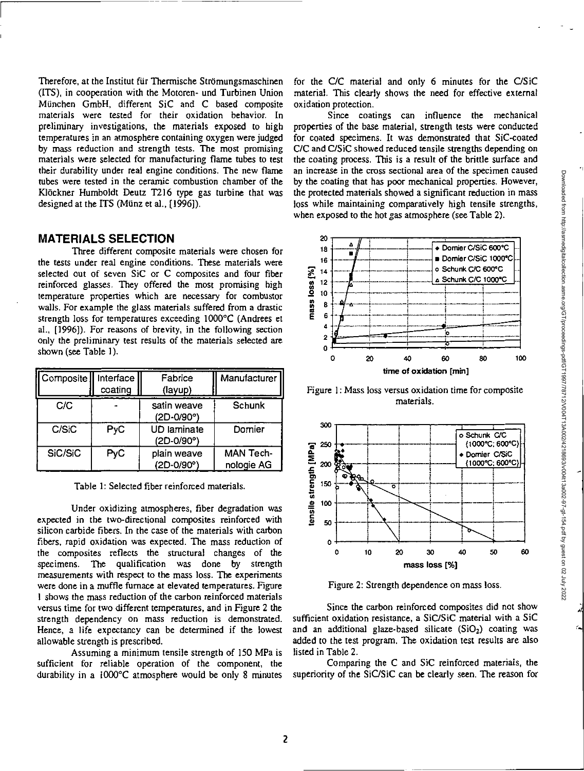Therefore, at the Institut für Thermische Strömungsmaschinen (ITS), in cooperation with the Motoren- und Turbinen Union München GmbH, different SiC and C based composite materials were tested for their oxidation behavior. In preliminary investigations, the materials exposed to high temperatures in an atmosphere containing oxygen were judged by mass reduction and strength tests. The most promising materials were selected for manufacturing flame tubes to test their durability under real engine conditions. The new flame tubes were tested in the ceramic combustion chamber of the Klöckner Humboldt Deutz T216 type gas turbine that was designed at the ITS (Münz et al., [1996]).

## MATERIALS SELECTION

Three different composite materials were chosen for the tests under real engine conditions. These materials were selected out of seven SiC or C composites and four fiber reinforced glasses. They offered the most promising high temperature properties which are necessary for combustor walls. For example the glass materials suffered from a drastic strength loss for temperatures exceeding 1000°C (Andrees et al., [1996]). For reasons of brevity, in the following section only the preliminary test results of the materials selected are shown (see Table 1).

| Composite | Interface coating | Fabrice (layup) | Manufacturer |
|---|---|---|---|
| C/C | - | satin weave (2D-0/90°) | Schunk |
| C/SiC | PyC | UD laminate (2D-0/90°) | Dornier |
| SiC/SiC | PyC | plain weave (2D-0/90°) | MAN Technologie AG |

Table 1: Selected fiber reinforced materials.

Under oxidizing atmospheres, fiber degradation was expected in the two-directional composites reinforced with silicon carbide fibers. In the case of the materials with carbon fibers, rapid oxidation was expected. The mass reduction of the composites reflects the structural changes of the specimens. The qualification was done by strength measurements with respect to the mass loss. The experiments were done in a muffle furnace at elevated temperatures. Figure 1 shows the mass reduction of the carbon reinforced materials versus time for two different temperatures, and in Figure 2 the strength dependency on mass reduction is demonstrated. Hence, a life expectancy can be determined if the lowest allowable strength is prescribed.

Assuming a minimum tensile strength of 150 MPa is sufficient for reliable operation of the component, the durability in a 1000°C atmosphere would be only 8 minutes for the C/C material and only 6 minutes for the C/SiC material. This clearly shows the need for effective external oxidation protection.

Since coatings can influence the mechanical properties of the base material, strength tests were conducted for coated specimens. It was demonstrated that SiC-coated C/C and C/SiC showed reduced tensile strengths depending on the coating process. This is a result of the brittle surface and an increase in the cross sectional area of the specimen caused by the coating that has poor mechanical properties. However, the protected materials showed a significant reduction in mass loss while maintaining comparatively high tensile strengths, when exposed to the hot gas atmosphere (see Table 2).

Figure 1: Mass loss versus oxidation time for composite materials.

Figure 2: Strength dependence on mass loss.

Since the carbon reinforced composites did not show sufficient oxidation resistance, a SiC/SiC material with a SiC and an additional glaze-based silicate ($SiO_2$) coating was added to the test program. The oxidation test results are also listed in Table 2.

Comparing the C and SiC reinforced materials, the superiority of the SiC/SiC can be clearly seen. The reason for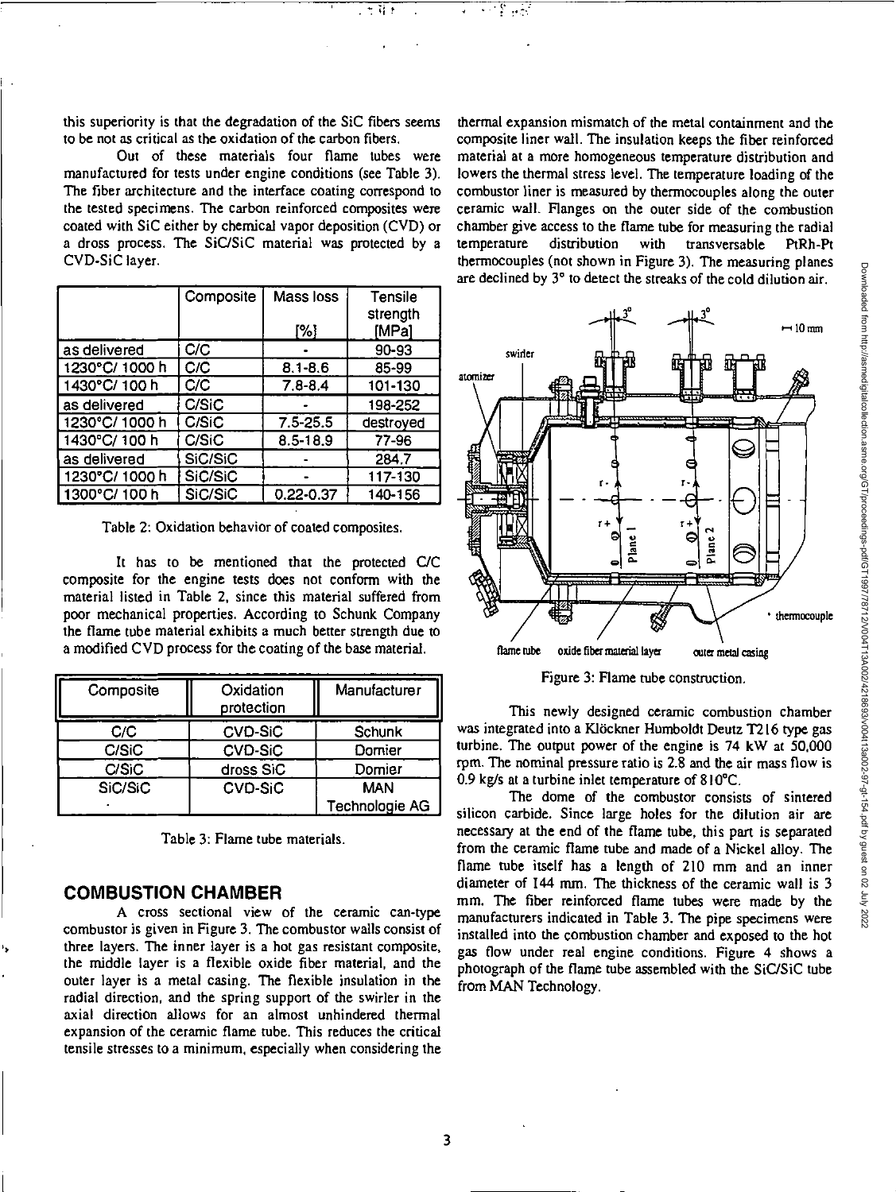this superiority is that the degradation of the SiC fibers seems to be not as critical as the oxidation of the carbon fibers.

Out of these materials four flame tubes were manufactured for tests under engine conditions (see Table 3). The fiber architecture and the interface coating correspond to the tested specimens. The carbon reinforced composites were coated with SiC either by chemical vapor deposition (CVD) or a dross process. The SiC/SiC material was protected by a CVD-SiC layer.

| | Composite | Mass loss [%] | Tensile strength [MPa] |
|---|---|---|---|
| as delivered | C/C | - | 90-93 |
| 1230°C/ 1000 h | C/C | 8.1-8.6 | 85-99 |
| 1430°C/ 100 h | C/C | 7.8-8.4 | 101-130 |
| as delivered | C/SiC | - | 198-252 |
| 1230°C/ 1000 h | C/SiC | 7.5-25.5 | destroyed |
| 1430°C/ 100 h | C/SiC | 8.5-18.9 | 77-96 |
| as delivered | SiC/SiC | - | 284.7 |
| 1230°C/ 1000 h | SiC/SiC | - | 117-130 |
| 1300°C/ 100 h | SiC/SiC | 0.22-0.37 | 140-156 |

Table 2: Oxidation behavior of coated composites.

It has to be mentioned that the protected C/C composite for the engine tests does not conform with the material listed in Table 2, since this material suffered from poor mechanical properties. According to Schunk Company the flame tube material exhibits a much better strength due to a modified CVD process for the coating of the base material.

| Composite | Oxidation protection | Manufacturer |
|---|---|---|
| C/C | CVD-SiC | Schunk |
| C/SiC | CVD-SiC | Dornier |
| C/SiC | dross SiC | Dornier |
| SiC/SiC | CVD-SiC | MAN Technologie AG |

Table 3: Flame tube materials.

## COMBUSTION CHAMBER

A cross sectional view of the ceramic can-type combustor is given in Figure 3. The combustor walls consist of three layers. The inner layer is a hot gas resistant composite, the middle layer is a flexible oxide fiber material, and the outer layer is a metal casing. The flexible insulation in the radial direction, and the spring support of the swirler in the axial direction allows for an almost unhindered thermal expansion of the ceramic flame tube. This reduces the critical tensile stresses to a minimum, especially when considering the thermal expansion mismatch of the metal containment and the composite liner wall. The insulation keeps the fiber reinforced material at a more homogeneous temperature distribution and lowers the thermal stress level. The temperature loading of the combustor liner is measured by thermocouples along the outer ceramic wall. Flanges on the outer side of the combustion chamber give access to the flame tube for measuring the radial temperature distribution with transversable PtRh-Pt thermocouples (not shown in Figure 3). The measuring planes are declined by 3° to detect the streaks of the cold dilution air.

Figure 3: Flame tube construction.

This newly designed ceramic combustion chamber was integrated into a Klöckner Humboldt Deutz T216 type gas turbine. The output power of the engine is 74 kW at 50,000 rpm. The nominal pressure ratio is 2.8 and the air mass flow is 0.9 kg/s at a turbine inlet temperature of 810°C.

The dome of the combustor consists of sintered silicon carbide. Since large holes for the dilution air are necessary at the end of the flame tube, this part is separated from the ceramic flame tube and made of a Nickel alloy. The flame tube itself has a length of 210 mm and an inner diameter of 144 mm. The thickness of the ceramic wall is 3 mm. The fiber reinforced flame tubes were made by the manufacturers indicated in Table 3. The pipe specimens were installed into the combustion chamber and exposed to the hot gas flow under real engine conditions. Figure 4 shows a photograph of the flame tube assembled with the SiC/SiC tube from MAN Technology.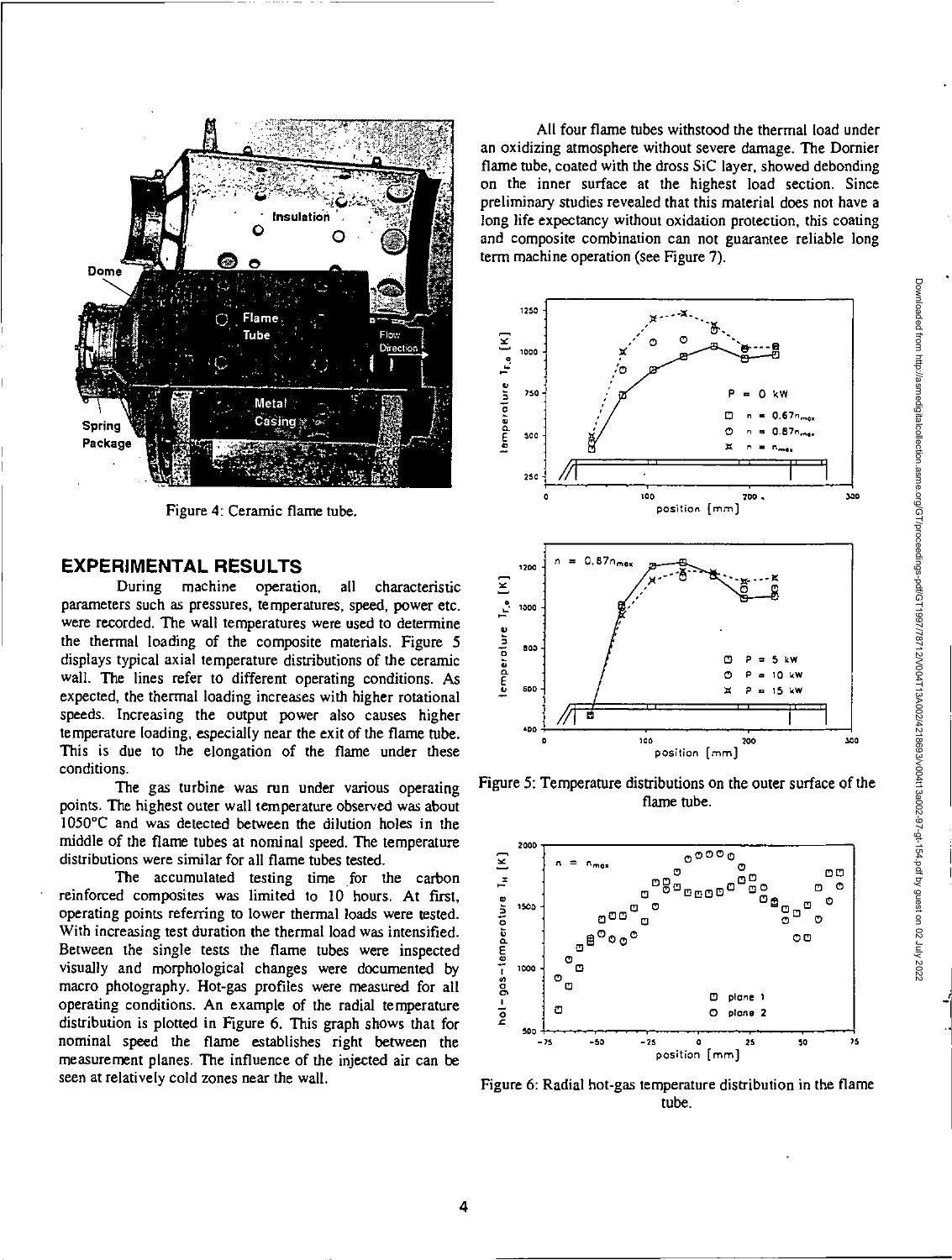Figure 4: Ceramic flame tube.

## EXPERIMENTAL RESULTS

During machine operation, all characteristic parameters such as pressures, temperatures, speed, power etc. were recorded. The wall temperatures were used to determine the thermal loading of the composite materials. Figure 5 displays typical axial temperature distributions of the ceramic wall. The lines refer to different operating conditions. As expected, the thermal loading increases with higher rotational speeds. Increasing the output power also causes higher temperature loading, especially near the exit of the flame tube. This is due to the elongation of the flame under these conditions.

The gas turbine was run under various operating points. The highest outer wall temperature observed was about 1050°C and was detected between the dilution holes in the middle of the flame tubes at nominal speed. The temperature distributions were similar for all flame tubes tested.

The accumulated testing time for the carbon reinforced composites was limited to 10 hours. At first, operating points referring to lower thermal loads were tested. With increasing test duration the thermal load was intensified. Between the single tests the flame tubes were inspected visually and morphological changes were documented by macro photography. Hot-gas profiles were measured for all operating conditions. An example of the radial temperature distribution is plotted in Figure 6. This graph shows that for nominal speed the flame establishes right between the measurement planes. The influence of the injected air can be seen at relatively cold zones near the wall.

All four flame tubes withstood the thermal load under an oxidizing atmosphere without severe damage. The Dornier flame tube, coated with the dross SiC layer, showed debonding on the inner surface at the highest load section. Since preliminary studies revealed that this material does not have a long life expectancy without oxidation protection, this coating and composite combination can not guarantee reliable long term machine operation (see Figure 7).

Figure 5: Temperature distributions on the outer surface of the flame tube.

Figure 6: Radial hot-gas temperature distribution in the flame tube.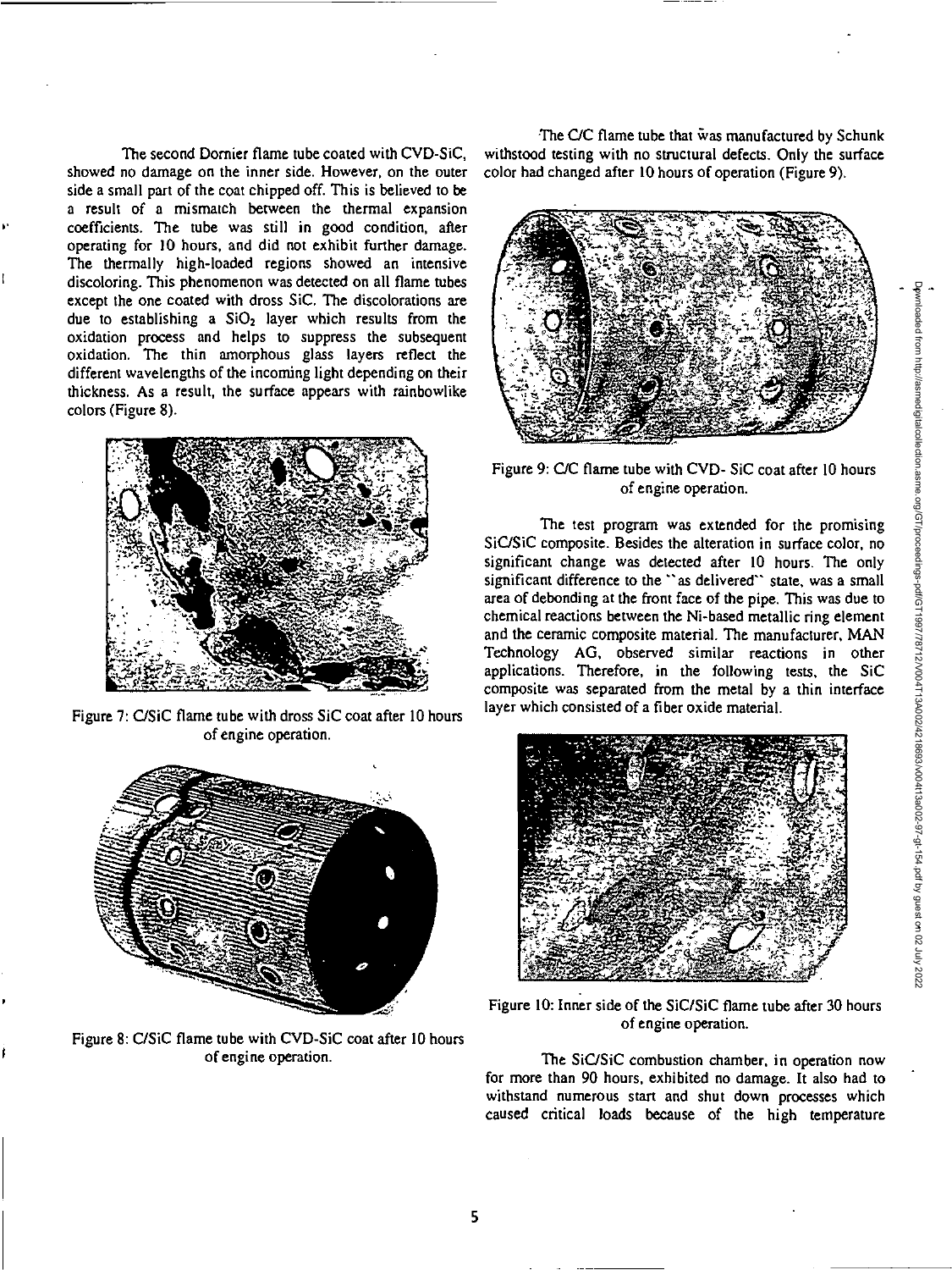The second Dornier flame tube coated with CVD-SiC, showed no damage on the inner side. However, on the outer side a small part of the coat chipped off. This is believed to be a result of a mismatch between the thermal expansion coefficients. The tube was still in good condition, after operating for 10 hours, and did not exhibit further damage. The thermally high-loaded regions showed an intensive discoloring. This phenomenon was detected on all flame tubes except the one coated with dross SiC. The discolorations are due to establishing a $SiO_2$ layer which results from the oxidation process and helps to suppress the subsequent oxidation. The thin amorphous glass layers reflect the different wavelengths of the incoming light depending on their thickness. As a result, the surface appears with rainbowlike colors (Figure 8).

Figure 7: C/SiC flame tube with dross SiC coat after 10 hours of engine operation.

Figure 8: C/SiC flame tube with CVD-SiC coat after 10 hours of engine operation.

The C/C flame tube that was manufactured by Schunk withstood testing with no structural defects. Only the surface color had changed after 10 hours of operation (Figure 9).

Figure 9: C/C flame tube with CVD- SiC coat after 10 hours of engine operation.

The test program was extended for the promising SiC/SiC composite. Besides the alteration in surface color, no significant change was detected after 10 hours. The only significant difference to the "as delivered" state, was a small area of debonding at the front face of the pipe. This was due to chemical reactions between the Ni-based metallic ring element and the ceramic composite material. The manufacturer, MAN Technology AG, observed similar reactions in other applications. Therefore, in the following tests, the SiC composite was separated from the metal by a thin interface layer which consisted of a fiber oxide material.

Figure 10: Inner side of the SiC/SiC flame tube after 30 hours of engine operation.

The SiC/SiC combustion chamber, in operation now for more than 90 hours, exhibited no damage. It also had to withstand numerous start and shut down processes which caused critical loads because of the high temperature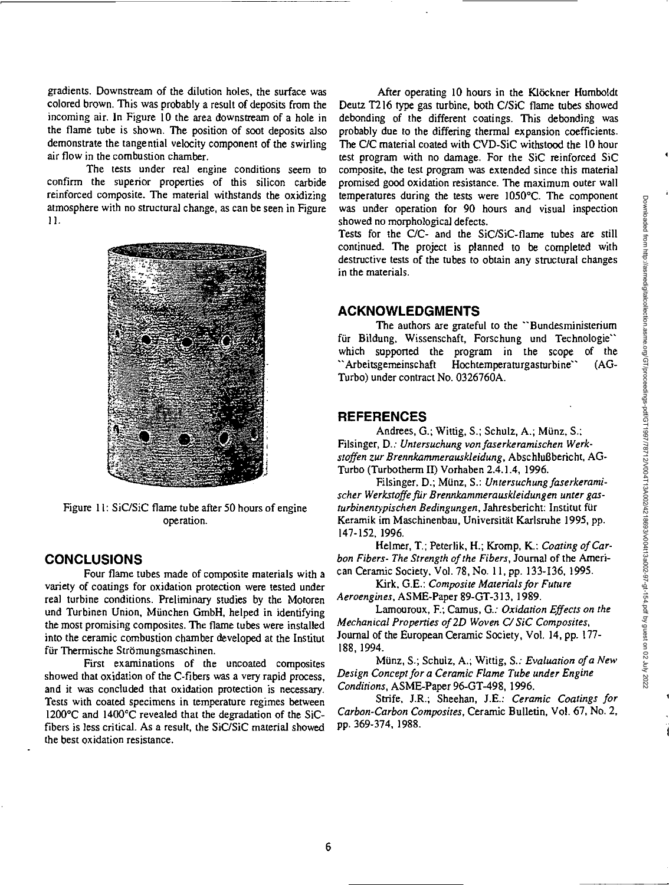gradients. Downstream of the dilution holes, the surface was colored brown. This was probably a result of deposits from the incoming air. In Figure 10 the area downstream of a hole in the flame tube is shown. The position of soot deposits also demonstrate the tangential velocity component of the swirling air flow in the combustion chamber.

The tests under real engine conditions seem to confirm the superior properties of this silicon carbide reinforced composite. The material withstands the oxidizing atmosphere with no structural change, as can be seen in Figure 11.

Figure 11: SiC/SiC flame tube after 50 hours of engine operation.

## CONCLUSIONS

Four flame tubes made of composite materials with a variety of coatings for oxidation protection were tested under real turbine conditions. Preliminary studies by the Motoren und Turbinen Union, München GmbH, helped in identifying the most promising composites. The flame tubes were installed into the ceramic combustion chamber developed at the Institut für Thermische Strömungsmaschinen.

First examinations of the uncoated composites showed that oxidation of the C-fibers was a very rapid process, and it was concluded that oxidation protection is necessary. Tests with coated specimens in temperature regimes between 1200°C and 1400°C revealed that the degradation of the SiC-fibers is less critical. As a result, the SiC/SiC material showed the best oxidation resistance.

After operating 10 hours in the Klöckner Humboldt Deutz T216 type gas turbine, both C/SiC flame tubes showed debonding of the different coatings. This debonding was probably due to the differing thermal expansion coefficients. The C/C material coated with CVD-SiC withstood the 10 hour test program with no damage. For the SiC reinforced SiC composite, the test program was extended since this material promised good oxidation resistance. The maximum outer wall temperatures during the tests were 1050°C. The component was under operation for 90 hours and visual inspection showed no morphological defects.

Tests for the C/C- and the SiC/SiC-flame tubes are still continued. The project is planned to be completed with destructive tests of the tubes to obtain any structural changes in the materials.

## ACKNOWLEDGMENTS

The authors are grateful to the "Bundesministerium für Bildung, Wissenschaft, Forschung und Technologie" which supported the program in the scope of the "Arbeitsgemeinschaft Hochtemperaturgasturbine" (AG-Turbo) under contract No. 0326760A.

## REFERENCES

Andrees, G.; Wittig, S.; Schulz, A.; Münz, S.; Filsinger, D.: *Untersuchung von faserkeramischen Werkstoffen zur Brennkammerauskleidung*, Abschlußbericht, AG-Turbo (Turbotherm II) Vorhaben 2.4.1.4, 1996.

Filsinger, D.; Münz, S.: *Untersuchung faserkeramischer Werkstoffe für Brennkammerauskleidungen unter gasturbinentypischen Bedingungen*, Jahresbericht: Institut für Keramik im Maschinenbau, Universität Karlsruhe 1995, pp. 147-152, 1996.

Helmer, T.; Peterlik, H.; Kromp, K.: *Coating of Carbon Fibers- The Strength of the Fibers*, Journal of the American Ceramic Society, Vol. 78, No. 11, pp. 133-136, 1995.

Kirk, G.E.: *Composite Materials for Future Aeroengines*, ASME-Paper 89-GT-313, 1989.

Lamouroux, F.; Camus, G.: *Oxidation Effects on the Mechanical Properties of 2D Woven C/ SiC Composites*, Journal of the European Ceramic Society, Vol. 14, pp. 177-188, 1994.

Münz, S.; Schulz, A.; Wittig, S.: *Evaluation of a New Design Concept for a Ceramic Flame Tube under Engine Conditions*, ASME-Paper 96-GT-498, 1996.

Strife, J.R.; Sheehan, J.E.: *Ceramic Coatings for Carbon-Carbon Composites*, Ceramic Bulletin, Vol. 67, No. 2, pp. 369-374, 1988.